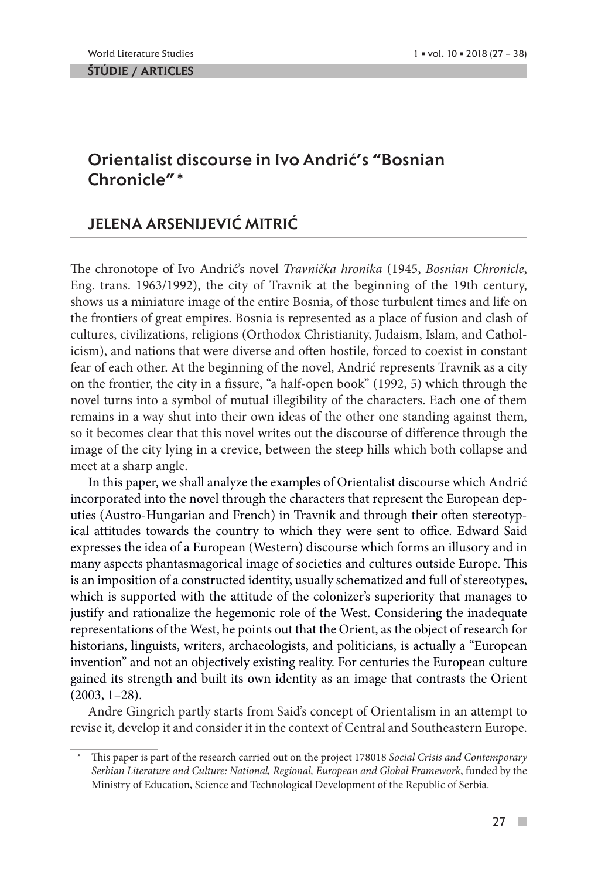ŠTÚDIE / ARTICLES

# Orientalist discourse in Ivo Andrić's "Bosnian Chronicle" *

## JELENA ARSENIJEVIĆ MITRIĆ

The chronotope of Ivo Andrić's novel *Travnička hronika* (1945, *Bosnian Chronicle*, Eng. trans. 1963/1992), the city of Travnik at the beginning of the 19th century, shows us a miniature image of the entire Bosnia, of those turbulent times and life on the frontiers of great empires. Bosnia is represented as a place of fusion and clash of cultures, civilizations, religions (Orthodox Christianity, Judaism, Islam, and Catholicism), and nations that were diverse and often hostile, forced to coexist in constant fear of each other. At the beginning of the novel, Andrić represents Travnik as a city on the frontier, the city in a fissure, "a half-open book" (1992, 5) which through the novel turns into a symbol of mutual illegibility of the characters. Each one of them remains in a way shut into their own ideas of the other one standing against them, so it becomes clear that this novel writes out the discourse of difference through the image of the city lying in a crevice, between the steep hills which both collapse and meet at a sharp angle.

In this paper, we shall analyze the examples of Orientalist discourse which Andrić incorporated into the novel through the characters that represent the European deputies (Austro-Hungarian and French) in Travnik and through their often stereotypical attitudes towards the country to which they were sent to office. Edward Said expresses the idea of a European (Western) discourse which forms an illusory and in many aspects phantasmagorical image of societies and cultures outside Europe. This is an imposition of a constructed identity, usually schematized and full of stereotypes, which is supported with the attitude of the colonizer's superiority that manages to justify and rationalize the hegemonic role of the West. Considering the inadequate representations of the West, he points out that the Orient, as the object of research for historians, linguists, writers, archaeologists, and politicians, is actually a "European invention" and not an objectively existing reality. For centuries the European culture gained its strength and built its own identity as an image that contrasts the Orient (2003, 1–28).

Andre Gingrich partly starts from Said's concept of Orientalism in an attempt to revise it, develop it and consider it in the context of Central and Southeastern Europe.

---

\* This paper is part of the research carried out on the project 178018 *Social Crisis and Contemporary Serbian Literature and Culture: National, Regional, European and Global Framework*, funded by the Ministry of Education, Science and Technological Development of the Republic of Serbia.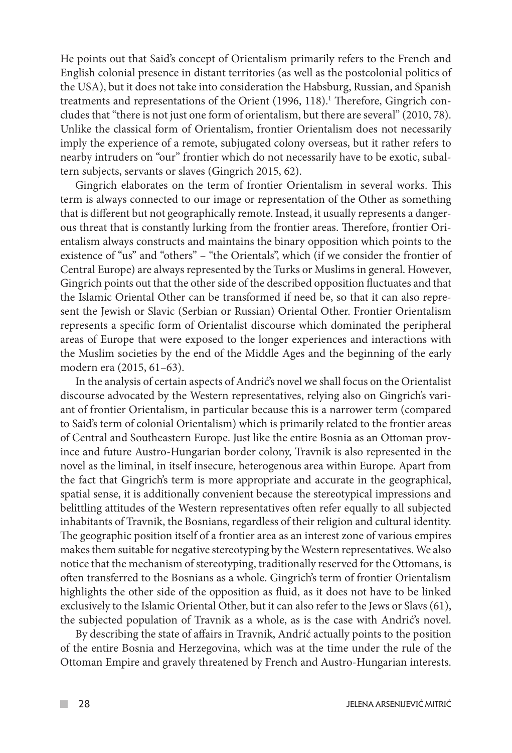He points out that Said's concept of Orientalism primarily refers to the French and English colonial presence in distant territories (as well as the postcolonial politics of the USA), but it does not take into consideration the Habsburg, Russian, and Spanish treatments and representations of the Orient (1996, 118).[1] Therefore, Gingrich concludes that "there is not just one form of orientalism, but there are several" (2010, 78). Unlike the classical form of Orientalism, frontier Orientalism does not necessarily imply the experience of a remote, subjugated colony overseas, but it rather refers to nearby intruders on "our" frontier which do not necessarily have to be exotic, subaltern subjects, servants or slaves (Gingrich 2015, 62).

Gingrich elaborates on the term of frontier Orientalism in several works. This term is always connected to our image or representation of the Other as something that is different but not geographically remote. Instead, it usually represents a dangerous threat that is constantly lurking from the frontier areas. Therefore, frontier Orientalism always constructs and maintains the binary opposition which points to the existence of "us" and "others" – "the Orientals", which (if we consider the frontier of Central Europe) are always represented by the Turks or Muslims in general. However, Gingrich points out that the other side of the described opposition fluctuates and that the Islamic Oriental Other can be transformed if need be, so that it can also represent the Jewish or Slavic (Serbian or Russian) Oriental Other. Frontier Orientalism represents a specific form of Orientalist discourse which dominated the peripheral areas of Europe that were exposed to the longer experiences and interactions with the Muslim societies by the end of the Middle Ages and the beginning of the early modern era (2015, 61–63).

In the analysis of certain aspects of Andrić's novel we shall focus on the Orientalist discourse advocated by the Western representatives, relying also on Gingrich's variant of frontier Orientalism, in particular because this is a narrower term (compared to Said's term of colonial Orientalism) which is primarily related to the frontier areas of Central and Southeastern Europe. Just like the entire Bosnia as an Ottoman province and future Austro-Hungarian border colony, Travnik is also represented in the novel as the liminal, in itself insecure, heterogenous area within Europe. Apart from the fact that Gingrich's term is more appropriate and accurate in the geographical, spatial sense, it is additionally convenient because the stereotypical impressions and belittling attitudes of the Western representatives often refer equally to all subjected inhabitants of Travnik, the Bosnians, regardless of their religion and cultural identity. The geographic position itself of a frontier area as an interest zone of various empires makes them suitable for negative stereotyping by the Western representatives. We also notice that the mechanism of stereotyping, traditionally reserved for the Ottomans, is often transferred to the Bosnians as a whole. Gingrich's term of frontier Orientalism highlights the other side of the opposition as fluid, as it does not have to be linked exclusively to the Islamic Oriental Other, but it can also refer to the Jews or Slavs (61), the subjected population of Travnik as a whole, as is the case with Andrić's novel.

By describing the state of affairs in Travnik, Andrić actually points to the position of the entire Bosnia and Herzegovina, which was at the time under the rule of the Ottoman Empire and gravely threatened by French and Austro-Hungarian interests.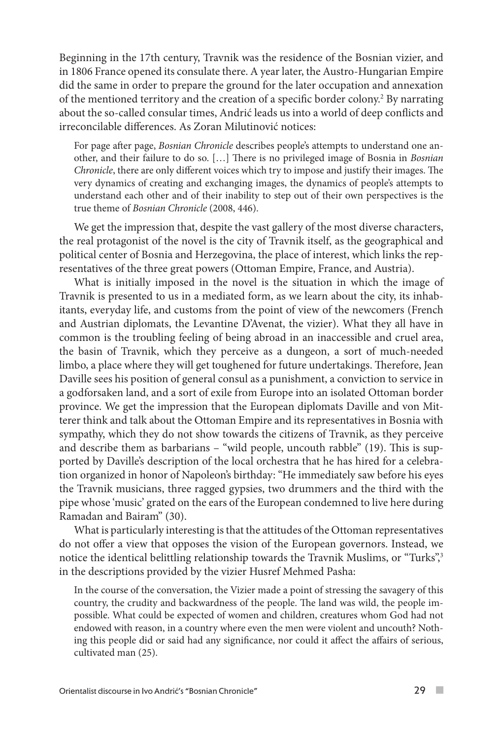Beginning in the 17th century, Travnik was the residence of the Bosnian vizier, and in 1806 France opened its consulate there. A year later, the Austro-Hungarian Empire did the same in order to prepare the ground for the later occupation and annexation of the mentioned territory and the creation of a specific border colony.[2] By narrating about the so-called consular times, Andrić leads us into a world of deep conflicts and irreconcilable differences. As Zoran Milutinović notices:

> For page after page, *Bosnian Chronicle* describes people's attempts to understand one another, and their failure to do so. […] There is no privileged image of Bosnia in *Bosnian Chronicle*, there are only different voices which try to impose and justify their images. The very dynamics of creating and exchanging images, the dynamics of people's attempts to understand each other and of their inability to step out of their own perspectives is the true theme of *Bosnian Chronicle* (2008, 446).

We get the impression that, despite the vast gallery of the most diverse characters, the real protagonist of the novel is the city of Travnik itself, as the geographical and political center of Bosnia and Herzegovina, the place of interest, which links the representatives of the three great powers (Ottoman Empire, France, and Austria).

What is initially imposed in the novel is the situation in which the image of Travnik is presented to us in a mediated form, as we learn about the city, its inhabitants, everyday life, and customs from the point of view of the newcomers (French and Austrian diplomats, the Levantine D'Avenat, the vizier). What they all have in common is the troubling feeling of being abroad in an inaccessible and cruel area, the basin of Travnik, which they perceive as a dungeon, a sort of much-needed limbo, a place where they will get toughened for future undertakings. Therefore, Jean Daville sees his position of general consul as a punishment, a conviction to service in a godforsaken land, and a sort of exile from Europe into an isolated Ottoman border province. We get the impression that the European diplomats Daville and von Mitterer think and talk about the Ottoman Empire and its representatives in Bosnia with sympathy, which they do not show towards the citizens of Travnik, as they perceive and describe them as barbarians – "wild people, uncouth rabble" (19). This is supported by Daville's description of the local orchestra that he has hired for a celebration organized in honor of Napoleon's birthday: "He immediately saw before his eyes the Travnik musicians, three ragged gypsies, two drummers and the third with the pipe whose 'music' grated on the ears of the European condemned to live here during Ramadan and Bairam" (30).

What is particularly interesting is that the attitudes of the Ottoman representatives do not offer a view that opposes the vision of the European governors. Instead, we notice the identical belittling relationship towards the Travnik Muslims, or "Turks",[3] in the descriptions provided by the vizier Husref Mehmed Pasha:

> In the course of the conversation, the Vizier made a point of stressing the savagery of this country, the crudity and backwardness of the people. The land was wild, the people impossible. What could be expected of women and children, creatures whom God had not endowed with reason, in a country where even the men were violent and uncouth? Nothing this people did or said had any significance, nor could it affect the affairs of serious, cultivated man (25).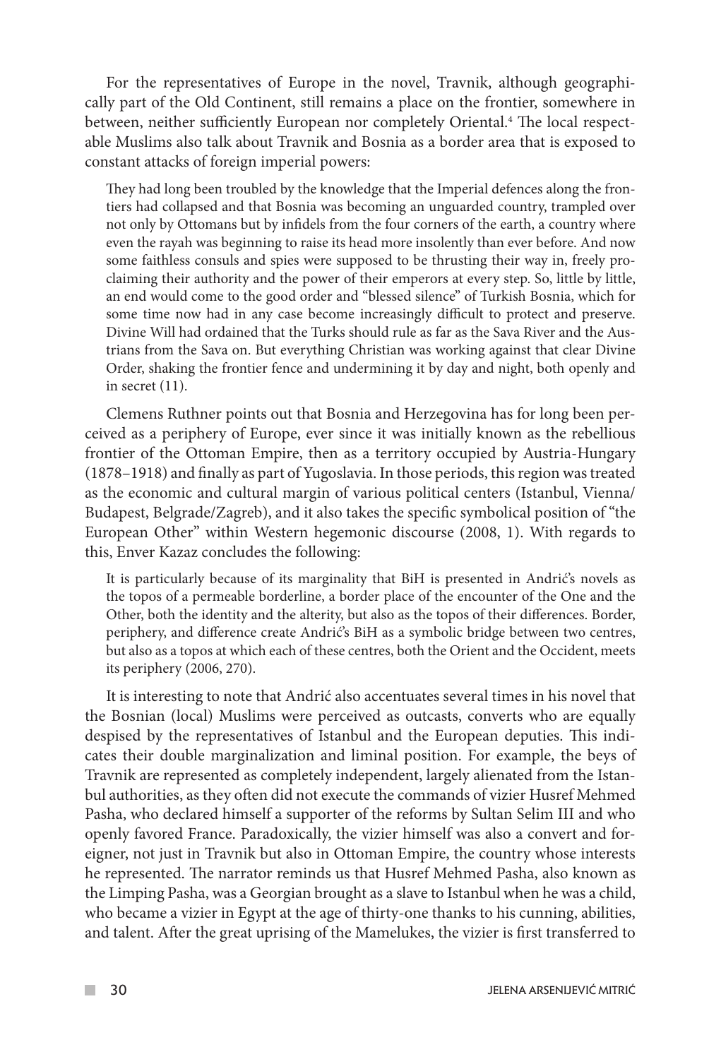For the representatives of Europe in the novel, Travnik, although geographically part of the Old Continent, still remains a place on the frontier, somewhere in between, neither sufficiently European nor completely Oriental.[4] The local respectable Muslims also talk about Travnik and Bosnia as a border area that is exposed to constant attacks of foreign imperial powers:

> They had long been troubled by the knowledge that the Imperial defences along the frontiers had collapsed and that Bosnia was becoming an unguarded country, trampled over not only by Ottomans but by infidels from the four corners of the earth, a country where even the rayah was beginning to raise its head more insolently than ever before. And now some faithless consuls and spies were supposed to be thrusting their way in, freely proclaiming their authority and the power of their emperors at every step. So, little by little, an end would come to the good order and "blessed silence" of Turkish Bosnia, which for some time now had in any case become increasingly difficult to protect and preserve. Divine Will had ordained that the Turks should rule as far as the Sava River and the Austrians from the Sava on. But everything Christian was working against that clear Divine Order, shaking the frontier fence and undermining it by day and night, both openly and in secret (11).

Clemens Ruthner points out that Bosnia and Herzegovina has for long been perceived as a periphery of Europe, ever since it was initially known as the rebellious frontier of the Ottoman Empire, then as a territory occupied by Austria-Hungary (1878–1918) and finally as part of Yugoslavia. In those periods, this region was treated as the economic and cultural margin of various political centers (Istanbul, Vienna/Budapest, Belgrade/Zagreb), and it also takes the specific symbolical position of "the European Other" within Western hegemonic discourse (2008, 1). With regards to this, Enver Kazaz concludes the following:

> It is particularly because of its marginality that BiH is presented in Andrić's novels as the topos of a permeable borderline, a border place of the encounter of the One and the Other, both the identity and the alterity, but also as the topos of their differences. Border, periphery, and difference create Andrić's BiH as a symbolic bridge between two centres, but also as a topos at which each of these centres, both the Orient and the Occident, meets its periphery (2006, 270).

It is interesting to note that Andrić also accentuates several times in his novel that the Bosnian (local) Muslims were perceived as outcasts, converts who are equally despised by the representatives of Istanbul and the European deputies. This indicates their double marginalization and liminal position. For example, the beys of Travnik are represented as completely independent, largely alienated from the Istanbul authorities, as they often did not execute the commands of vizier Husref Mehmed Pasha, who declared himself a supporter of the reforms by Sultan Selim III and who openly favored France. Paradoxically, the vizier himself was also a convert and foreigner, not just in Travnik but also in Ottoman Empire, the country whose interests he represented. The narrator reminds us that Husref Mehmed Pasha, also known as the Limping Pasha, was a Georgian brought as a slave to Istanbul when he was a child, who became a vizier in Egypt at the age of thirty-one thanks to his cunning, abilities, and talent. After the great uprising of the Mamelukes, the vizier is first transferred to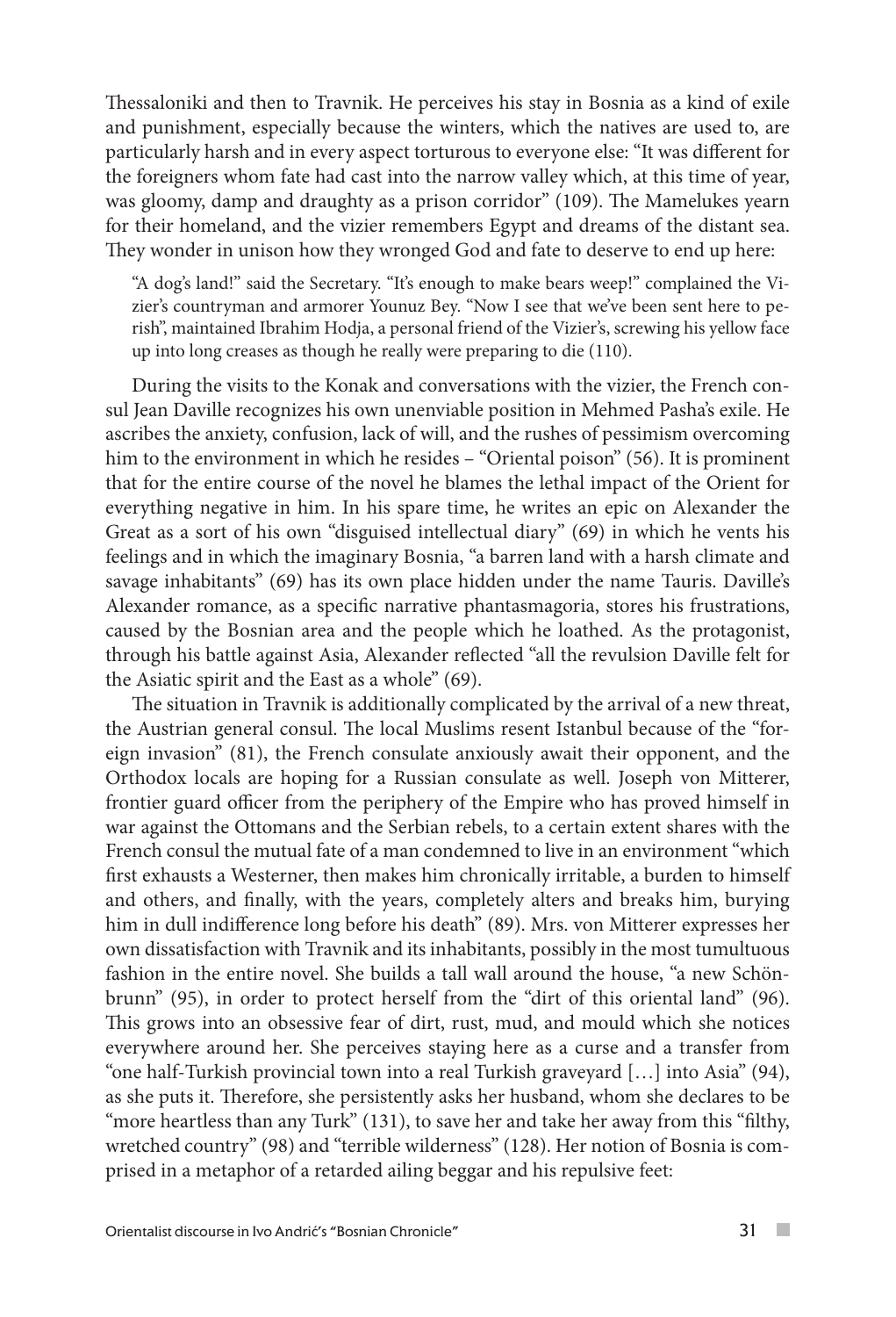Thessaloniki and then to Travnik. He perceives his stay in Bosnia as a kind of exile and punishment, especially because the winters, which the natives are used to, are particularly harsh and in every aspect torturous to everyone else: "It was different for the foreigners whom fate had cast into the narrow valley which, at this time of year, was gloomy, damp and draughty as a prison corridor" (109). The Mamelukes yearn for their homeland, and the vizier remembers Egypt and dreams of the distant sea. They wonder in unison how they wronged God and fate to deserve to end up here:

> "A dog's land!" said the Secretary. "It's enough to make bears weep!" complained the Vizier's countryman and armorer Younuz Bey. "Now I see that we've been sent here to perish", maintained Ibrahim Hodja, a personal friend of the Vizier's, screwing his yellow face up into long creases as though he really were preparing to die (110).

During the visits to the Konak and conversations with the vizier, the French consul Jean Daville recognizes his own unenviable position in Mehmed Pasha's exile. He ascribes the anxiety, confusion, lack of will, and the rushes of pessimism overcoming him to the environment in which he resides – "Oriental poison" (56). It is prominent that for the entire course of the novel he blames the lethal impact of the Orient for everything negative in him. In his spare time, he writes an epic on Alexander the Great as a sort of his own "disguised intellectual diary" (69) in which he vents his feelings and in which the imaginary Bosnia, "a barren land with a harsh climate and savage inhabitants" (69) has its own place hidden under the name Tauris. Daville's Alexander romance, as a specific narrative phantasmagoria, stores his frustrations, caused by the Bosnian area and the people which he loathed. As the protagonist, through his battle against Asia, Alexander reflected "all the revulsion Daville felt for the Asiatic spirit and the East as a whole" (69).

The situation in Travnik is additionally complicated by the arrival of a new threat, the Austrian general consul. The local Muslims resent Istanbul because of the "foreign invasion" (81), the French consulate anxiously await their opponent, and the Orthodox locals are hoping for a Russian consulate as well. Joseph von Mitterer, frontier guard officer from the periphery of the Empire who has proved himself in war against the Ottomans and the Serbian rebels, to a certain extent shares with the French consul the mutual fate of a man condemned to live in an environment "which first exhausts a Westerner, then makes him chronically irritable, a burden to himself and others, and finally, with the years, completely alters and breaks him, burying him in dull indifference long before his death" (89). Mrs. von Mitterer expresses her own dissatisfaction with Travnik and its inhabitants, possibly in the most tumultuous fashion in the entire novel. She builds a tall wall around the house, "a new Schönbrunn" (95), in order to protect herself from the "dirt of this oriental land" (96). This grows into an obsessive fear of dirt, rust, mud, and mould which she notices everywhere around her. She perceives staying here as a curse and a transfer from "one half-Turkish provincial town into a real Turkish graveyard […] into Asia" (94), as she puts it. Therefore, she persistently asks her husband, whom she declares to be "more heartless than any Turk" (131), to save her and take her away from this "filthy, wretched country" (98) and "terrible wilderness" (128). Her notion of Bosnia is comprised in a metaphor of a retarded ailing beggar and his repulsive feet: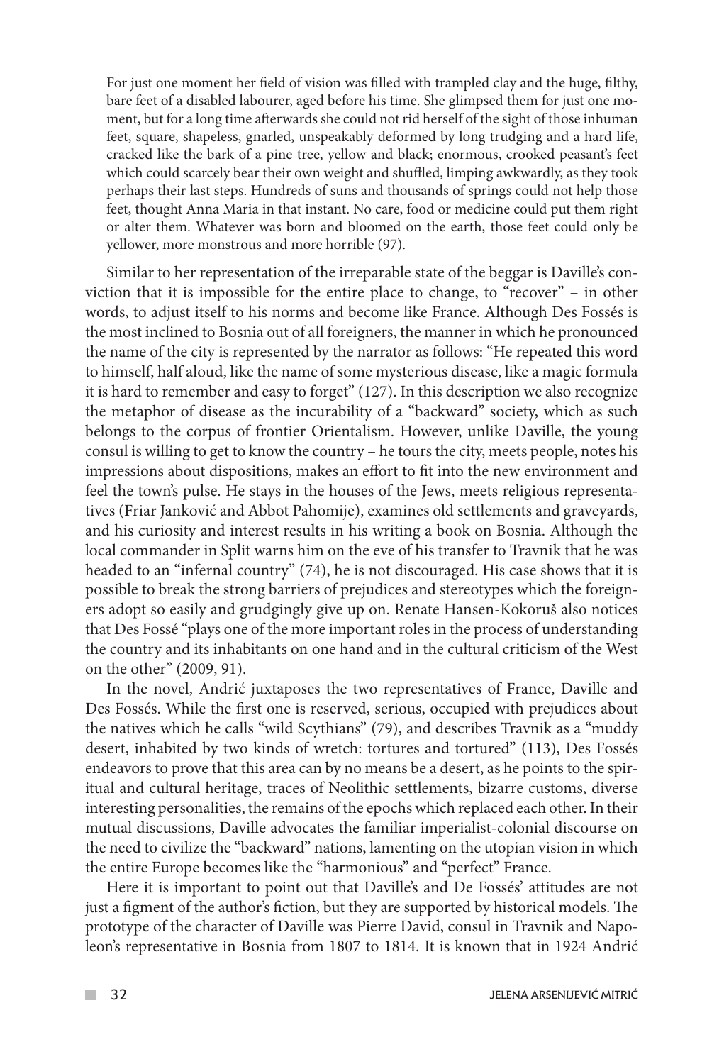> For just one moment her field of vision was filled with trampled clay and the huge, filthy, bare feet of a disabled labourer, aged before his time. She glimpsed them for just one moment, but for a long time afterwards she could not rid herself of the sight of those inhuman feet, square, shapeless, gnarled, unspeakably deformed by long trudging and a hard life, cracked like the bark of a pine tree, yellow and black; enormous, crooked peasant's feet which could scarcely bear their own weight and shuffled, limping awkwardly, as they took perhaps their last steps. Hundreds of suns and thousands of springs could not help those feet, thought Anna Maria in that instant. No care, food or medicine could put them right or alter them. Whatever was born and bloomed on the earth, those feet could only be yellower, more monstrous and more horrible (97).

Similar to her representation of the irreparable state of the beggar is Daville's conviction that it is impossible for the entire place to change, to "recover" – in other words, to adjust itself to his norms and become like France. Although Des Fossés is the most inclined to Bosnia out of all foreigners, the manner in which he pronounced the name of the city is represented by the narrator as follows: "He repeated this word to himself, half aloud, like the name of some mysterious disease, like a magic formula it is hard to remember and easy to forget" (127). In this description we also recognize the metaphor of disease as the incurability of a "backward" society, which as such belongs to the corpus of frontier Orientalism. However, unlike Daville, the young consul is willing to get to know the country – he tours the city, meets people, notes his impressions about dispositions, makes an effort to fit into the new environment and feel the town's pulse. He stays in the houses of the Jews, meets religious representatives (Friar Janković and Abbot Pahomije), examines old settlements and graveyards, and his curiosity and interest results in his writing a book on Bosnia. Although the local commander in Split warns him on the eve of his transfer to Travnik that he was headed to an "infernal country" (74), he is not discouraged. His case shows that it is possible to break the strong barriers of prejudices and stereotypes which the foreigners adopt so easily and grudgingly give up on. Renate Hansen-Kokoruš also notices that Des Fossé "plays one of the more important roles in the process of understanding the country and its inhabitants on one hand and in the cultural criticism of the West on the other" (2009, 91).

In the novel, Andrić juxtaposes the two representatives of France, Daville and Des Fossés. While the first one is reserved, serious, occupied with prejudices about the natives which he calls "wild Scythians" (79), and describes Travnik as a "muddy desert, inhabited by two kinds of wretch: tortures and tortured" (113), Des Fossés endeavors to prove that this area can by no means be a desert, as he points to the spiritual and cultural heritage, traces of Neolithic settlements, bizarre customs, diverse interesting personalities, the remains of the epochs which replaced each other. In their mutual discussions, Daville advocates the familiar imperialist-colonial discourse on the need to civilize the "backward" nations, lamenting on the utopian vision in which the entire Europe becomes like the "harmonious" and "perfect" France.

Here it is important to point out that Daville's and De Fossés' attitudes are not just a figment of the author's fiction, but they are supported by historical models. The prototype of the character of Daville was Pierre David, consul in Travnik and Napoleon's representative in Bosnia from 1807 to 1814. It is known that in 1924 Andrić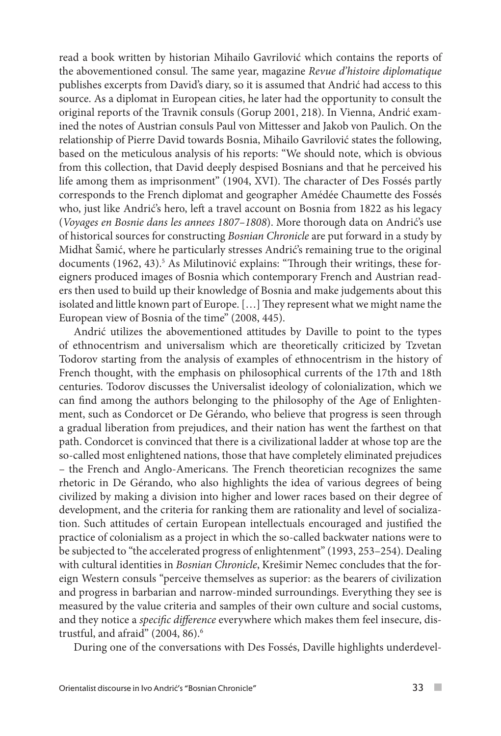read a book written by historian Mihailo Gavrilović which contains the reports of the abovementioned consul. The same year, magazine *Revue d'histoire diplomatique* publishes excerpts from David's diary, so it is assumed that Andrić had access to this source. As a diplomat in European cities, he later had the opportunity to consult the original reports of the Travnik consuls (Gorup 2001, 218). In Vienna, Andrić examined the notes of Austrian consuls Paul von Mittesser and Jakob von Paulich. On the relationship of Pierre David towards Bosnia, Mihailo Gavrilović states the following, based on the meticulous analysis of his reports: "We should note, which is obvious from this collection, that David deeply despised Bosnians and that he perceived his life among them as imprisonment" (1904, XVI). The character of Des Fossés partly corresponds to the French diplomat and geographer Amédée Chaumette des Fossés who, just like Andrić's hero, left a travel account on Bosnia from 1822 as his legacy (*Voyages en Bosnie dans les annees 1807–1808*). More thorough data on Andrić's use of historical sources for constructing *Bosnian Chronicle* are put forward in a study by Midhat Šamić, where he particularly stresses Andrić's remaining true to the original documents (1962, 43).[5] As Milutinović explains: "Through their writings, these foreigners produced images of Bosnia which contemporary French and Austrian readers then used to build up their knowledge of Bosnia and make judgements about this isolated and little known part of Europe. […] They represent what we might name the European view of Bosnia of the time" (2008, 445).

Andrić utilizes the abovementioned attitudes by Daville to point to the types of ethnocentrism and universalism which are theoretically criticized by Tzvetan Todorov starting from the analysis of examples of ethnocentrism in the history of French thought, with the emphasis on philosophical currents of the 17th and 18th centuries. Todorov discusses the Universalist ideology of colonialization, which we can find among the authors belonging to the philosophy of the Age of Enlightenment, such as Condorcet or De Gérando, who believe that progress is seen through a gradual liberation from prejudices, and their nation has went the farthest on that path. Condorcet is convinced that there is a civilizational ladder at whose top are the so-called most enlightened nations, those that have completely eliminated prejudices – the French and Anglo-Americans. The French theoretician recognizes the same rhetoric in De Gérando, who also highlights the idea of various degrees of being civilized by making a division into higher and lower races based on their degree of development, and the criteria for ranking them are rationality and level of socialization. Such attitudes of certain European intellectuals encouraged and justified the practice of colonialism as a project in which the so-called backwater nations were to be subjected to "the accelerated progress of enlightenment" (1993, 253–254). Dealing with cultural identities in *Bosnian Chronicle*, Krešimir Nemec concludes that the foreign Western consuls "perceive themselves as superior: as the bearers of civilization and progress in barbarian and narrow-minded surroundings. Everything they see is measured by the value criteria and samples of their own culture and social customs, and they notice a *specific difference* everywhere which makes them feel insecure, distrustful, and afraid" (2004, 86).[6]

During one of the conversations with Des Fossés, Daville highlights underdevel-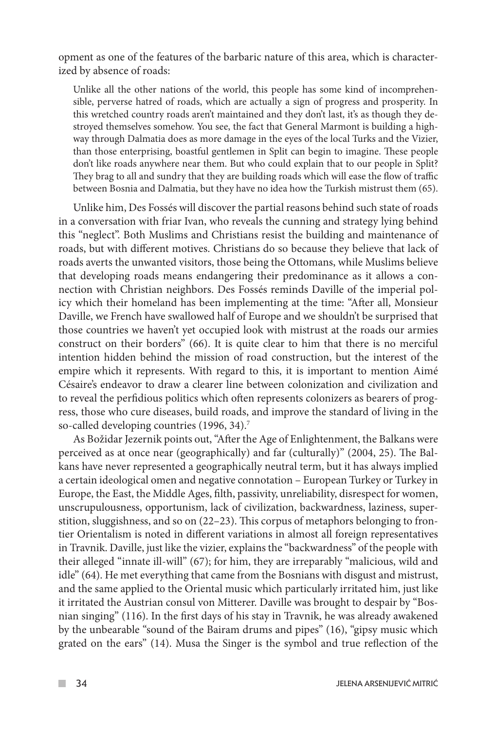opment as one of the features of the barbaric nature of this area, which is characterized by absence of roads:

> Unlike all the other nations of the world, this people has some kind of incomprehensible, perverse hatred of roads, which are actually a sign of progress and prosperity. In this wretched country roads aren't maintained and they don't last, it's as though they destroyed themselves somehow. You see, the fact that General Marmont is building a highway through Dalmatia does as more damage in the eyes of the local Turks and the Vizier, than those enterprising, boastful gentlemen in Split can begin to imagine. These people don't like roads anywhere near them. But who could explain that to our people in Split? They brag to all and sundry that they are building roads which will ease the flow of traffic between Bosnia and Dalmatia, but they have no idea how the Turkish mistrust them (65).

Unlike him, Des Fossés will discover the partial reasons behind such state of roads in a conversation with friar Ivan, who reveals the cunning and strategy lying behind this "neglect". Both Muslims and Christians resist the building and maintenance of roads, but with different motives. Christians do so because they believe that lack of roads averts the unwanted visitors, those being the Ottomans, while Muslims believe that developing roads means endangering their predominance as it allows a connection with Christian neighbors. Des Fossés reminds Daville of the imperial policy which their homeland has been implementing at the time: "After all, Monsieur Daville, we French have swallowed half of Europe and we shouldn't be surprised that those countries we haven't yet occupied look with mistrust at the roads our armies construct on their borders" (66). It is quite clear to him that there is no merciful intention hidden behind the mission of road construction, but the interest of the empire which it represents. With regard to this, it is important to mention Aimé Césaire's endeavor to draw a clearer line between colonization and civilization and to reveal the perfidious politics which often represents colonizers as bearers of progress, those who cure diseases, build roads, and improve the standard of living in the so-called developing countries (1996, 34).[7]

As Božidar Jezernik points out, "After the Age of Enlightenment, the Balkans were perceived as at once near (geographically) and far (culturally)" (2004, 25). The Balkans have never represented a geographically neutral term, but it has always implied a certain ideological omen and negative connotation – European Turkey or Turkey in Europe, the East, the Middle Ages, filth, passivity, unreliability, disrespect for women, unscrupulousness, opportunism, lack of civilization, backwardness, laziness, superstition, sluggishness, and so on (22–23). This corpus of metaphors belonging to frontier Orientalism is noted in different variations in almost all foreign representatives in Travnik. Daville, just like the vizier, explains the "backwardness" of the people with their alleged "innate ill-will" (67); for him, they are irreparably "malicious, wild and idle" (64). He met everything that came from the Bosnians with disgust and mistrust, and the same applied to the Oriental music which particularly irritated him, just like it irritated the Austrian consul von Mitterer. Daville was brought to despair by "Bosnian singing" (116). In the first days of his stay in Travnik, he was already awakened by the unbearable "sound of the Bairam drums and pipes" (16), "gipsy music which grated on the ears" (14). Musa the Singer is the symbol and true reflection of the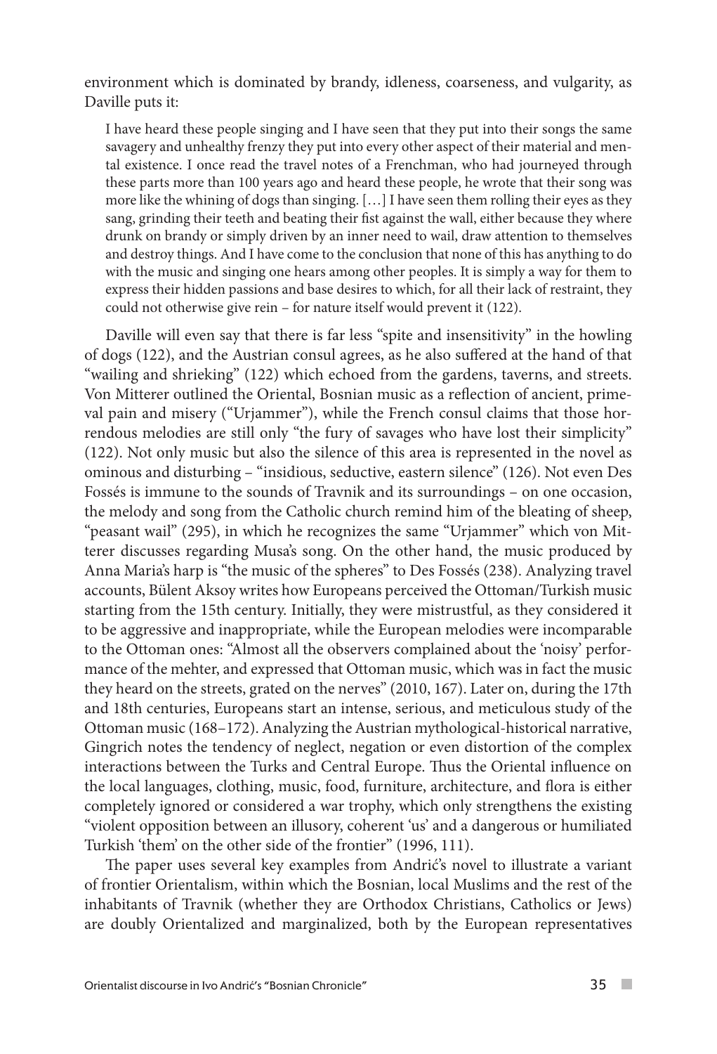environment which is dominated by brandy, idleness, coarseness, and vulgarity, as Daville puts it:

> I have heard these people singing and I have seen that they put into their songs the same savagery and unhealthy frenzy they put into every other aspect of their material and mental existence. I once read the travel notes of a Frenchman, who had journeyed through these parts more than 100 years ago and heard these people, he wrote that their song was more like the whining of dogs than singing. […] I have seen them rolling their eyes as they sang, grinding their teeth and beating their fist against the wall, either because they where drunk on brandy or simply driven by an inner need to wail, draw attention to themselves and destroy things. And I have come to the conclusion that none of this has anything to do with the music and singing one hears among other peoples. It is simply a way for them to express their hidden passions and base desires to which, for all their lack of restraint, they could not otherwise give rein – for nature itself would prevent it (122).

Daville will even say that there is far less "spite and insensitivity" in the howling of dogs (122), and the Austrian consul agrees, as he also suffered at the hand of that "wailing and shrieking" (122) which echoed from the gardens, taverns, and streets. Von Mitterer outlined the Oriental, Bosnian music as a reflection of ancient, primeval pain and misery ("Urjammer"), while the French consul claims that those horrendous melodies are still only "the fury of savages who have lost their simplicity" (122). Not only music but also the silence of this area is represented in the novel as ominous and disturbing – "insidious, seductive, eastern silence" (126). Not even Des Fossés is immune to the sounds of Travnik and its surroundings – on one occasion, the melody and song from the Catholic church remind him of the bleating of sheep, "peasant wail" (295), in which he recognizes the same "Urjammer" which von Mitterer discusses regarding Musa's song. On the other hand, the music produced by Anna Maria's harp is "the music of the spheres" to Des Fossés (238). Analyzing travel accounts, Bülent Aksoy writes how Europeans perceived the Ottoman/Turkish music starting from the 15th century. Initially, they were mistrustful, as they considered it to be aggressive and inappropriate, while the European melodies were incomparable to the Ottoman ones: "Almost all the observers complained about the 'noisy' performance of the mehter, and expressed that Ottoman music, which was in fact the music they heard on the streets, grated on the nerves" (2010, 167). Later on, during the 17th and 18th centuries, Europeans start an intense, serious, and meticulous study of the Ottoman music (168–172). Analyzing the Austrian mythological-historical narrative, Gingrich notes the tendency of neglect, negation or even distortion of the complex interactions between the Turks and Central Europe. Thus the Oriental influence on the local languages, clothing, music, food, furniture, architecture, and flora is either completely ignored or considered a war trophy, which only strengthens the existing "violent opposition between an illusory, coherent 'us' and a dangerous or humiliated Turkish 'them' on the other side of the frontier" (1996, 111).

The paper uses several key examples from Andrić's novel to illustrate a variant of frontier Orientalism, within which the Bosnian, local Muslims and the rest of the inhabitants of Travnik (whether they are Orthodox Christians, Catholics or Jews) are doubly Orientalized and marginalized, both by the European representatives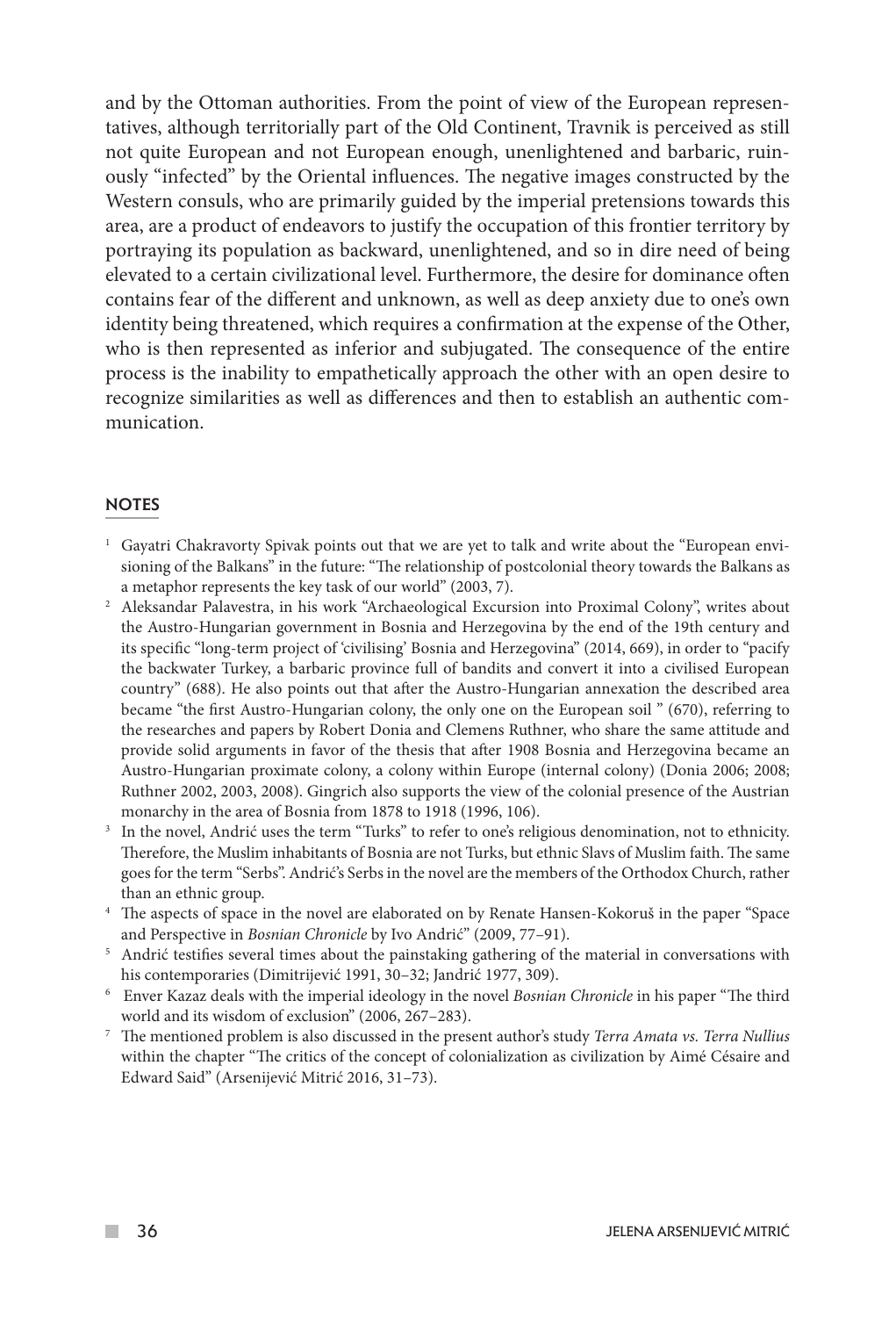and by the Ottoman authorities. From the point of view of the European representatives, although territorially part of the Old Continent, Travnik is perceived as still not quite European and not European enough, unenlightened and barbaric, ruinously "infected" by the Oriental influences. The negative images constructed by the Western consuls, who are primarily guided by the imperial pretensions towards this area, are a product of endeavors to justify the occupation of this frontier territory by portraying its population as backward, unenlightened, and so in dire need of being elevated to a certain civilizational level. Furthermore, the desire for dominance often contains fear of the different and unknown, as well as deep anxiety due to one's own identity being threatened, which requires a confirmation at the expense of the Other, who is then represented as inferior and subjugated. The consequence of the entire process is the inability to empathetically approach the other with an open desire to recognize similarities as well as differences and then to establish an authentic communication.

## NOTES

[1] Gayatri Chakravorty Spivak points out that we are yet to talk and write about the "European envisioning of the Balkans" in the future: "The relationship of postcolonial theory towards the Balkans as a metaphor represents the key task of our world" (2003, 7).

[2] Aleksandar Palavestra, in his work "Archaeological Excursion into Proximal Colony", writes about the Austro-Hungarian government in Bosnia and Herzegovina by the end of the 19th century and its specific "long-term project of 'civilising' Bosnia and Herzegovina" (2014, 669), in order to "pacify the backwater Turkey, a barbaric province full of bandits and convert it into a civilised European country" (688). He also points out that after the Austro-Hungarian annexation the described area became "the first Austro-Hungarian colony, the only one on the European soil " (670), referring to the researches and papers by Robert Donia and Clemens Ruthner, who share the same attitude and provide solid arguments in favor of the thesis that after 1908 Bosnia and Herzegovina became an Austro-Hungarian proximate colony, a colony within Europe (internal colony) (Donia 2006; 2008; Ruthner 2002, 2003, 2008). Gingrich also supports the view of the colonial presence of the Austrian monarchy in the area of Bosnia from 1878 to 1918 (1996, 106).

[3] In the novel, Andrić uses the term "Turks" to refer to one's religious denomination, not to ethnicity. Therefore, the Muslim inhabitants of Bosnia are not Turks, but ethnic Slavs of Muslim faith. The same goes for the term "Serbs". Andrić's Serbs in the novel are the members of the Orthodox Church, rather than an ethnic group.

[4] The aspects of space in the novel are elaborated on by Renate Hansen-Kokoruš in the paper "Space and Perspective in *Bosnian Chronicle* by Ivo Andrić" (2009, 77–91).

[5] Andrić testifies several times about the painstaking gathering of the material in conversations with his contemporaries (Dimitrijević 1991, 30–32; Jandrić 1977, 309).

[6] Enver Kazaz deals with the imperial ideology in the novel *Bosnian Chronicle* in his paper "The third world and its wisdom of exclusion" (2006, 267–283).

[7] The mentioned problem is also discussed in the present author's study *Terra Amata vs. Terra Nullius* within the chapter "The critics of the concept of colonialization as civilization by Aimé Césaire and Edward Said" (Arsenijević Mitrić 2016, 31–73).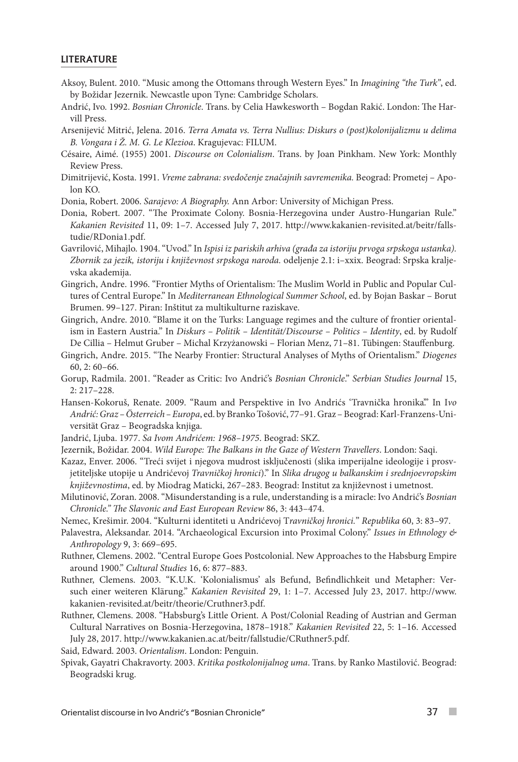## LITERATURE

Aksoy, Bulent. 2010. "Music among the Ottomans through Western Eyes." In *Imagining "the Turk"*, ed. by Božidar Jezernik. Newcastle upon Tyne: Cambridge Scholars.

Andrić, Ivo. 1992. *Bosnian Chronicle*. Trans. by Celia Hawkesworth – Bogdan Rakić. London: The Harvill Press.

Arsenijević Mitrić, Jelena. 2016. *Terra Amata vs. Terra Nullius: Diskurs o (post)kolonijalizmu u delima B. Vongara i Ž. M. G. Le Klezioa*. Kragujevac: FILUM.

Césaire, Aimé. (1955) 2001. *Discourse on Colonialism*. Trans. by Joan Pinkham. New York: Monthly Review Press.

Dimitrijević, Kosta. 1991. *Vreme zabrana: svedočenje značajnih savremenika.* Beograd: Prometej – Apolon KO.

Donia, Robert. 2006. *Sarajevo: A Biography.* Ann Arbor: University of Michigan Press.

Donia, Robert. 2007. "The Proximate Colony. Bosnia-Herzegovina under Austro-Hungarian Rule." *Kakanien Revisited* 11, 09: 1–7. Accessed July 7, 2017. http://www.kakanien-revisited.at/beitr/fallstudie/RDonia1.pdf.

Gavrilović, Mihajlo. 1904. "Uvod." In *Ispisi iz pariskih arhiva (građa za istoriju prvoga srpskoga ustanka). Zbornik za jezik, istoriju i književnost srpskoga naroda.* odeljenje 2.1: i–xxix. Beograd: Srpska kraljevska akademija.

Gingrich, Andre. 1996. "Frontier Myths of Orientalism: The Muslim World in Public and Popular Cultures of Central Europe." In *Mediterranean Ethnological Summer School*, ed. by Bojan Baskar – Borut Brumen. 99–127. Piran: Inštitut za multikulturne raziskave.

Gingrich, Andre. 2010. "Blame it on the Turks: Language regimes and the culture of frontier orientalism in Eastern Austria." In *Diskurs – Politik – Identität/Discourse – Politics – Identity*, ed. by Rudolf De Cillia – Helmut Gruber – Michal Krzyżanowski – Florian Menz, 71–81. Tübingen: Stauffenburg.

Gingrich, Andre. 2015. "The Nearby Frontier: Structural Analyses of Myths of Orientalism." *Diogenes* 60, 2: 60–66.

Gorup, Radmila. 2001. "Reader as Critic: Ivo Andrić's *Bosnian Chronicle*." *Serbian Studies Journal* 15, 2: 217–228.

Hansen-Kokoruš, Renate. 2009. "Raum and Perspektive in Ivo Andrićs 'Travnička hronika'." In *Ivo Andrić: Graz – Österreich – Europa*, ed. by Branko Tošović, 77–91. Graz – Beograd: Karl-Franzens-Universität Graz – Beogradska knjiga.

Jandrić, Ljuba. 1977. *Sa Ivom Andrićem: 1968–1975*. Beograd: SKZ.

Jezernik, Božidar. 2004. *Wild Europe: The Balkans in the Gaze of Western Travellers*. London: Saqi.

Kazaz, Enver. 2006. "Treći svijet i njegova mudrost isključenosti (slika imperijalne ideologije i prosvjetiteljske utopije u Andrićevoj *Travničkoj hronici*)." In *Slika drugog u balkanskim i srednjoevropskim književnostima*, ed. by Miodrag Maticki, 267–283. Beograd: Institut za književnost i umetnost.

Milutinović, Zoran. 2008. "Misunderstanding is a rule, understanding is a miracle: Ivo Andrić's *Bosnian Chronicle*." *The Slavonic and East European Review* 86, 3: 443–474.

Nemec, Krešimir. 2004. "Kulturni identiteti u Andrićevoj T*ravničkoj hronici.*" *Republika* 60, 3: 83–97.

Palavestra, Aleksandar. 2014. "Archaeological Excursion into Proximal Colony." *Issues in Ethnology & Anthropology* 9, 3: 669–695.

Ruthner, Clemens. 2002. "Central Europe Goes Postcolonial. New Approaches to the Habsburg Empire around 1900." *Cultural Studies* 16, 6: 877–883.

Ruthner, Clemens. 2003. "K.U.K. 'Kolonialismus' als Befund, Befindlichkeit und Metapher: Versuch einer weiteren Klärung." *Kakanien Revisited* 29, 1: 1–7. Accessed July 23, 2017. http://www.kakanien-revisited.at/beitr/theorie/Cruthner3.pdf.

Ruthner, Clemens. 2008. "Habsburg's Little Orient. A Post/Colonial Reading of Austrian and German Cultural Narratives on Bosnia-Herzegovina, 1878–1918." *Kakanien Revisited* 22, 5: 1–16. Accessed July 28, 2017. http://www.kakanien.ac.at/beitr/fallstudie/CRuthner5.pdf.

Said, Edward. 2003. *Orientalism*. London: Penguin.

Spivak, Gayatri Chakravorty. 2003. *Kritika postkolonijalnog uma*. Trans. by Ranko Mastilović. Beograd: Beogradski krug.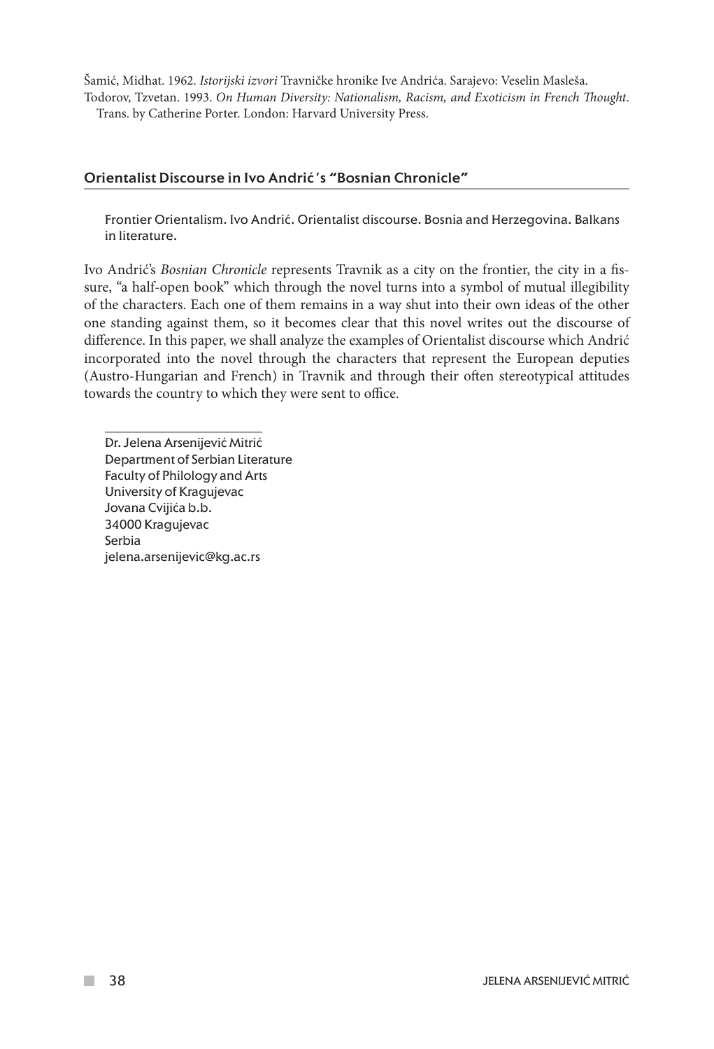Šamić, Midhat. 1962. *Istorijski izvori* Travničke hronike Ive Andrića. Sarajevo: Veselin Masleša.

Todorov, Tzvetan. 1993. *On Human Diversity: Nationalism, Racism, and Exoticism in French Thought*. Trans. by Catherine Porter. London: Harvard University Press.

## Orientalist Discourse in Ivo Andrić's "Bosnian Chronicle"

Frontier Orientalism. Ivo Andrić. Orientalist discourse. Bosnia and Herzegovina. Balkans in literature.

Ivo Andrić's *Bosnian Chronicle* represents Travnik as a city on the frontier, the city in a fissure, "a half-open book" which through the novel turns into a symbol of mutual illegibility of the characters. Each one of them remains in a way shut into their own ideas of the other one standing against them, so it becomes clear that this novel writes out the discourse of difference. In this paper, we shall analyze the examples of Orientalist discourse which Andrić incorporated into the novel through the characters that represent the European deputies (Austro-Hungarian and French) in Travnik and through their often stereotypical attitudes towards the country to which they were sent to office.

Dr. Jelena Arsenijević Mitrić
Department of Serbian Literature
Faculty of Philology and Arts
University of Kragujevac
Jovana Cvijića b.b.
34000 Kragujevac
Serbia
jelena.arsenijevic@kg.ac.rs